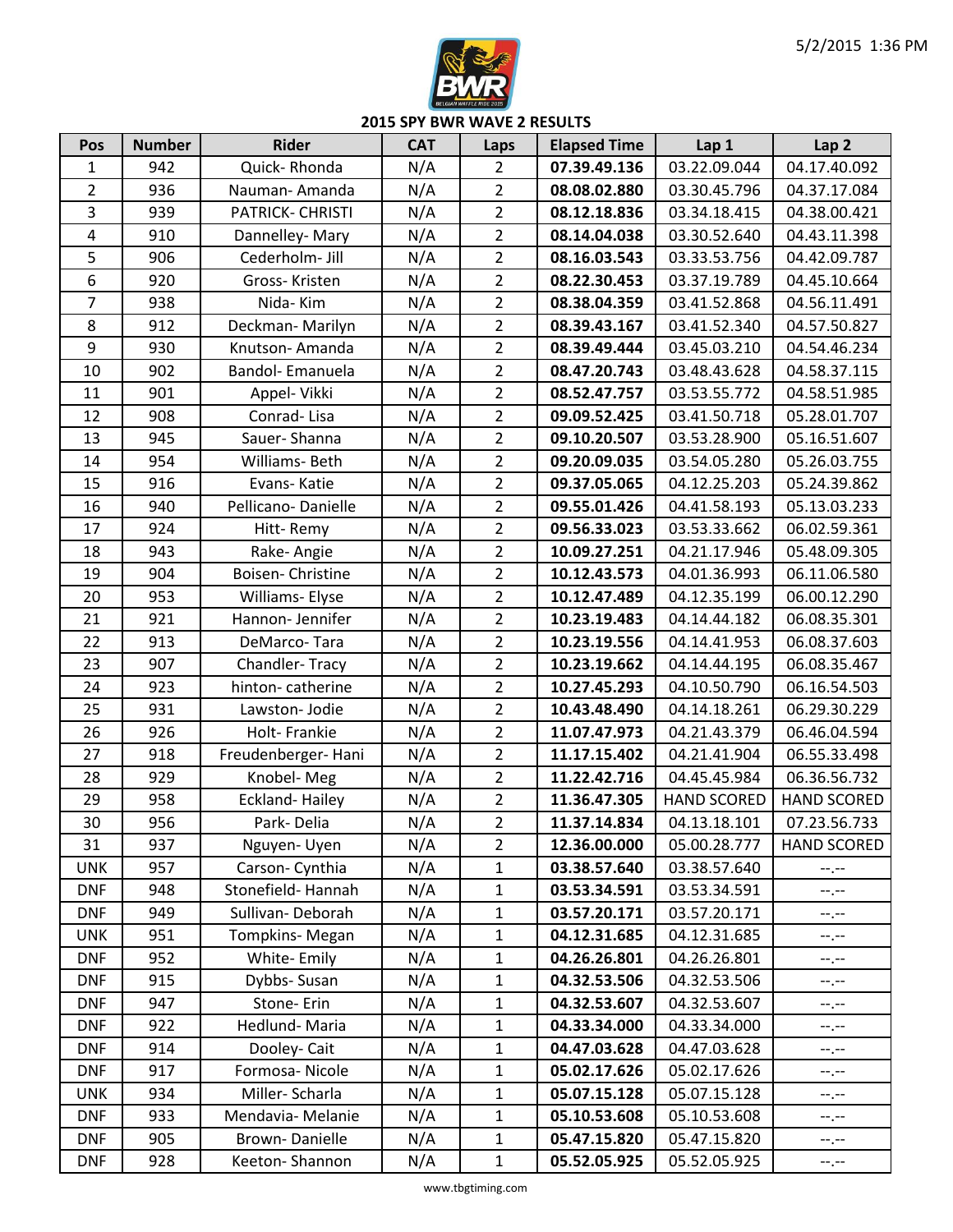5/2/2015 1:36 PM

## 2015 SPY BWR WAVE 2 RESULTS

| Pos | Number | Rider | CAT | Laps | Elapsed Time | Lap 1 | Lap 2 |
|---|---|---|---|---|---|---|---|
| 1 | 942 | Quick- Rhonda | N/A | 2 | **07.39.49.136** | 03.22.09.044 | 04.17.40.092 |
| 2 | 936 | Nauman- Amanda | N/A | 2 | **08.08.02.880** | 03.30.45.796 | 04.37.17.084 |
| 3 | 939 | PATRICK- CHRISTI | N/A | 2 | **08.12.18.836** | 03.34.18.415 | 04.38.00.421 |
| 4 | 910 | Dannelley- Mary | N/A | 2 | **08.14.04.038** | 03.30.52.640 | 04.43.11.398 |
| 5 | 906 | Cederholm- Jill | N/A | 2 | **08.16.03.543** | 03.33.53.756 | 04.42.09.787 |
| 6 | 920 | Gross- Kristen | N/A | 2 | **08.22.30.453** | 03.37.19.789 | 04.45.10.664 |
| 7 | 938 | Nida- Kim | N/A | 2 | **08.38.04.359** | 03.41.52.868 | 04.56.11.491 |
| 8 | 912 | Deckman- Marilyn | N/A | 2 | **08.39.43.167** | 03.41.52.340 | 04.57.50.827 |
| 9 | 930 | Knutson- Amanda | N/A | 2 | **08.39.49.444** | 03.45.03.210 | 04.54.46.234 |
| 10 | 902 | Bandol- Emanuela | N/A | 2 | **08.47.20.743** | 03.48.43.628 | 04.58.37.115 |
| 11 | 901 | Appel- Vikki | N/A | 2 | **08.52.47.757** | 03.53.55.772 | 04.58.51.985 |
| 12 | 908 | Conrad- Lisa | N/A | 2 | **09.09.52.425** | 03.41.50.718 | 05.28.01.707 |
| 13 | 945 | Sauer- Shanna | N/A | 2 | **09.10.20.507** | 03.53.28.900 | 05.16.51.607 |
| 14 | 954 | Williams- Beth | N/A | 2 | **09.20.09.035** | 03.54.05.280 | 05.26.03.755 |
| 15 | 916 | Evans- Katie | N/A | 2 | **09.37.05.065** | 04.12.25.203 | 05.24.39.862 |
| 16 | 940 | Pellicano- Danielle | N/A | 2 | **09.55.01.426** | 04.41.58.193 | 05.13.03.233 |
| 17 | 924 | Hitt- Remy | N/A | 2 | **09.56.33.023** | 03.53.33.662 | 06.02.59.361 |
| 18 | 943 | Rake- Angie | N/A | 2 | **10.09.27.251** | 04.21.17.946 | 05.48.09.305 |
| 19 | 904 | Boisen- Christine | N/A | 2 | **10.12.43.573** | 04.01.36.993 | 06.11.06.580 |
| 20 | 953 | Williams- Elyse | N/A | 2 | **10.12.47.489** | 04.12.35.199 | 06.00.12.290 |
| 21 | 921 | Hannon- Jennifer | N/A | 2 | **10.23.19.483** | 04.14.44.182 | 06.08.35.301 |
| 22 | 913 | DeMarco- Tara | N/A | 2 | **10.23.19.556** | 04.14.41.953 | 06.08.37.603 |
| 23 | 907 | Chandler- Tracy | N/A | 2 | **10.23.19.662** | 04.14.44.195 | 06.08.35.467 |
| 24 | 923 | hinton- catherine | N/A | 2 | **10.27.45.293** | 04.10.50.790 | 06.16.54.503 |
| 25 | 931 | Lawston- Jodie | N/A | 2 | **10.43.48.490** | 04.14.18.261 | 06.29.30.229 |
| 26 | 926 | Holt- Frankie | N/A | 2 | **11.07.47.973** | 04.21.43.379 | 06.46.04.594 |
| 27 | 918 | Freudenberger- Hani | N/A | 2 | **11.17.15.402** | 04.21.41.904 | 06.55.33.498 |
| 28 | 929 | Knobel- Meg | N/A | 2 | **11.22.42.716** | 04.45.45.984 | 06.36.56.732 |
| 29 | 958 | Eckland- Hailey | N/A | 2 | **11.36.47.305** | HAND SCORED | HAND SCORED |
| 30 | 956 | Park- Delia | N/A | 2 | **11.37.14.834** | 04.13.18.101 | 07.23.56.733 |
| 31 | 937 | Nguyen- Uyen | N/A | 2 | **12.36.00.000** | 05.00.28.777 | HAND SCORED |
| UNK | 957 | Carson- Cynthia | N/A | 1 | **03.38.57.640** | 03.38.57.640 | --.-- |
| DNF | 948 | Stonefield- Hannah | N/A | 1 | **03.53.34.591** | 03.53.34.591 | --.-- |
| DNF | 949 | Sullivan- Deborah | N/A | 1 | **03.57.20.171** | 03.57.20.171 | --.-- |
| UNK | 951 | Tompkins- Megan | N/A | 1 | **04.12.31.685** | 04.12.31.685 | --.-- |
| DNF | 952 | White- Emily | N/A | 1 | **04.26.26.801** | 04.26.26.801 | --.-- |
| DNF | 915 | Dybbs- Susan | N/A | 1 | **04.32.53.506** | 04.32.53.506 | --.-- |
| DNF | 947 | Stone- Erin | N/A | 1 | **04.32.53.607** | 04.32.53.607 | --.-- |
| DNF | 922 | Hedlund- Maria | N/A | 1 | **04.33.34.000** | 04.33.34.000 | --.-- |
| DNF | 914 | Dooley- Cait | N/A | 1 | **04.47.03.628** | 04.47.03.628 | --.-- |
| DNF | 917 | Formosa- Nicole | N/A | 1 | **05.02.17.626** | 05.02.17.626 | --.-- |
| UNK | 934 | Miller- Scharla | N/A | 1 | **05.07.15.128** | 05.07.15.128 | --.-- |
| DNF | 933 | Mendavia- Melanie | N/A | 1 | **05.10.53.608** | 05.10.53.608 | --.-- |
| DNF | 905 | Brown- Danielle | N/A | 1 | **05.47.15.820** | 05.47.15.820 | --.-- |
| DNF | 928 | Keeton- Shannon | N/A | 1 | **05.52.05.925** | 05.52.05.925 | --.-- |

www.tbgtiming.com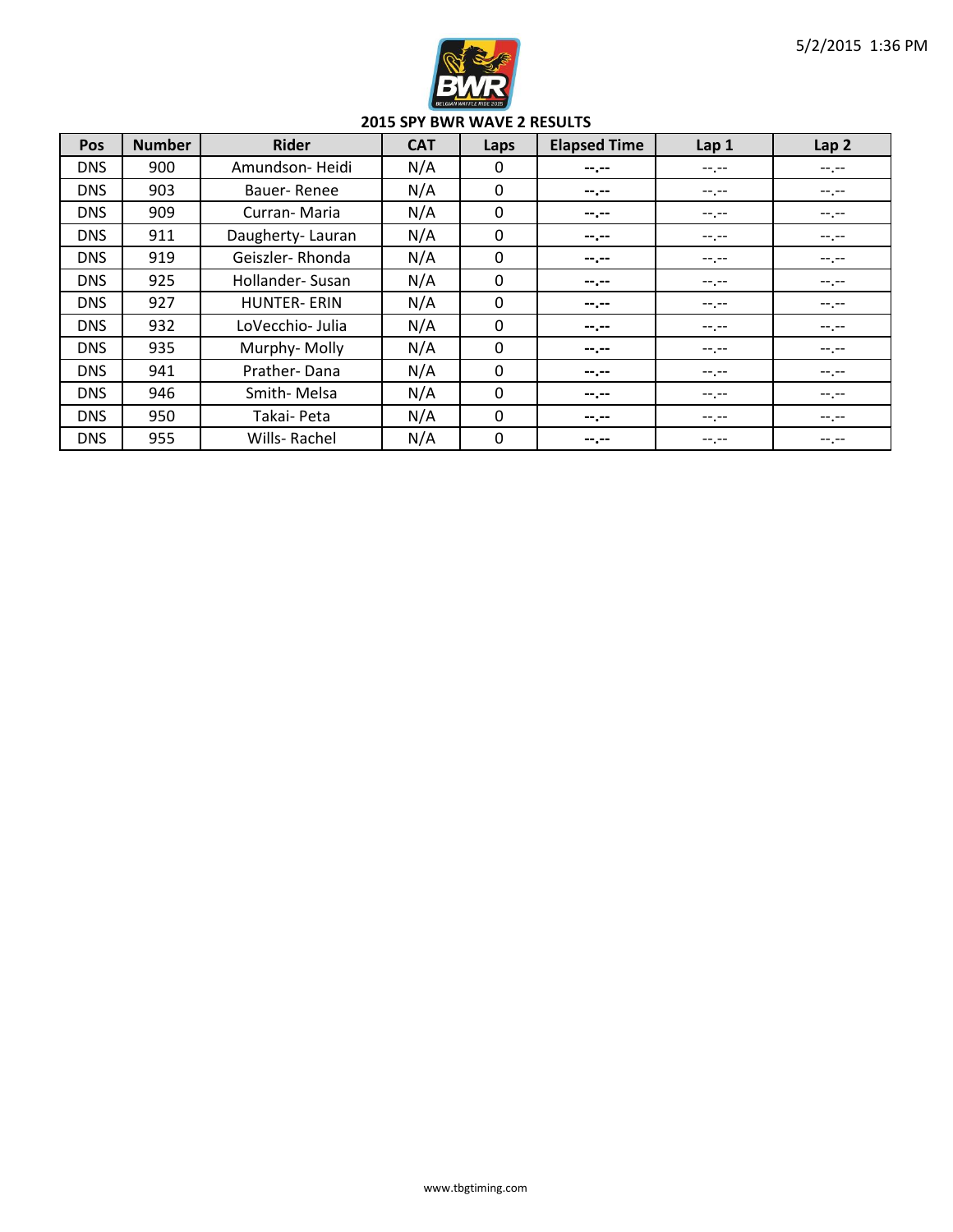## 2015 SPY BWR WAVE 2 RESULTS

| Pos | Number | Rider | CAT | Laps | Elapsed Time | Lap 1 | Lap 2 |
|---|---|---|---|---|---|---|---|
| DNS | 900 | Amundson- Heidi | N/A | 0 | --.-- | --.-- | --.-- |
| DNS | 903 | Bauer- Renee | N/A | 0 | --.-- | --.-- | --.-- |
| DNS | 909 | Curran- Maria | N/A | 0 | --.-- | --.-- | --.-- |
| DNS | 911 | Daugherty- Lauran | N/A | 0 | --.-- | --.-- | --.-- |
| DNS | 919 | Geiszler- Rhonda | N/A | 0 | --.-- | --.-- | --.-- |
| DNS | 925 | Hollander- Susan | N/A | 0 | --.-- | --.-- | --.-- |
| DNS | 927 | HUNTER- ERIN | N/A | 0 | --.-- | --.-- | --.-- |
| DNS | 932 | LoVecchio- Julia | N/A | 0 | --.-- | --.-- | --.-- |
| DNS | 935 | Murphy- Molly | N/A | 0 | --.-- | --.-- | --.-- |
| DNS | 941 | Prather- Dana | N/A | 0 | --.-- | --.-- | --.-- |
| DNS | 946 | Smith- Melsa | N/A | 0 | --.-- | --.-- | --.-- |
| DNS | 950 | Takai- Peta | N/A | 0 | --.-- | --.-- | --.-- |
| DNS | 955 | Wills- Rachel | N/A | 0 | --.-- | --.-- | --.-- |